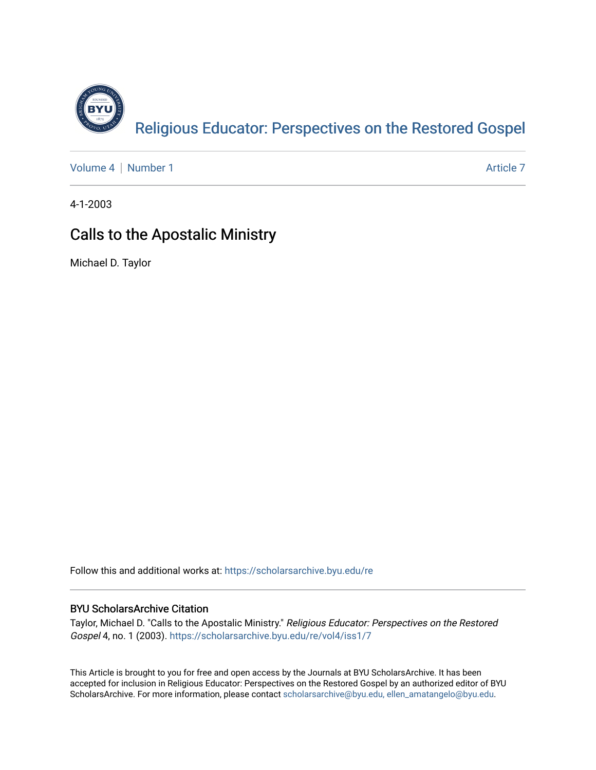Religious Educator: Perspectives on the Restored Gospel

Volume 4 | Number 1 Article 7

4-1-2003

# Calls to the Apostalic Ministry

Michael D. Taylor

Follow this and additional works at: https://scholarsarchive.byu.edu/re

## BYU ScholarsArchive Citation

Taylor, Michael D. "Calls to the Apostalic Ministry." *Religious Educator: Perspectives on the Restored Gospel* 4, no. 1 (2003). https://scholarsarchive.byu.edu/re/vol4/iss1/7

This Article is brought to you for free and open access by the Journals at BYU ScholarsArchive. It has been accepted for inclusion in Religious Educator: Perspectives on the Restored Gospel by an authorized editor of BYU ScholarsArchive. For more information, please contact scholarsarchive@byu.edu, ellen_amatangelo@byu.edu.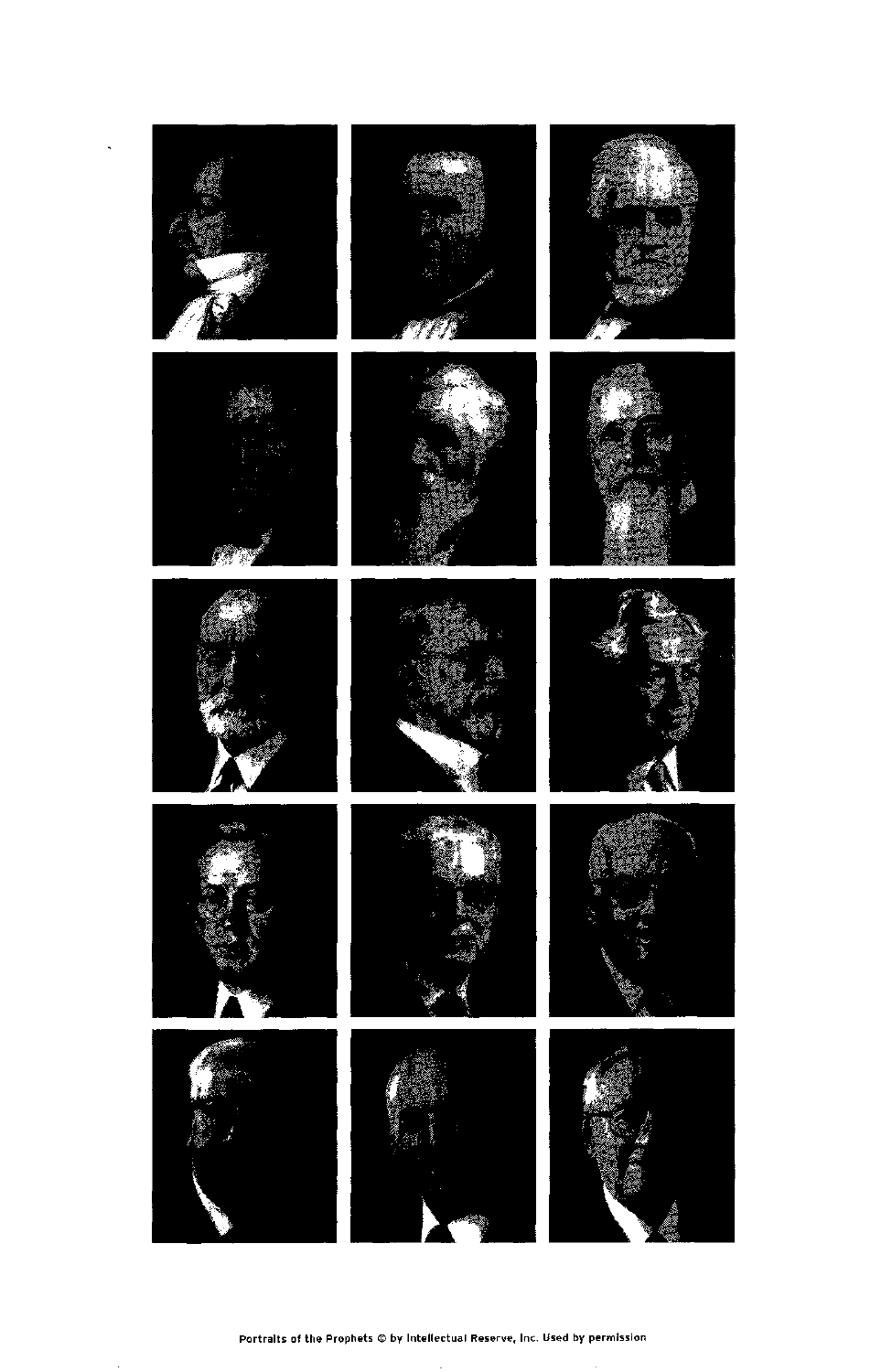Portraits of the Prophets © by Intellectual Reserve, Inc. Used by permission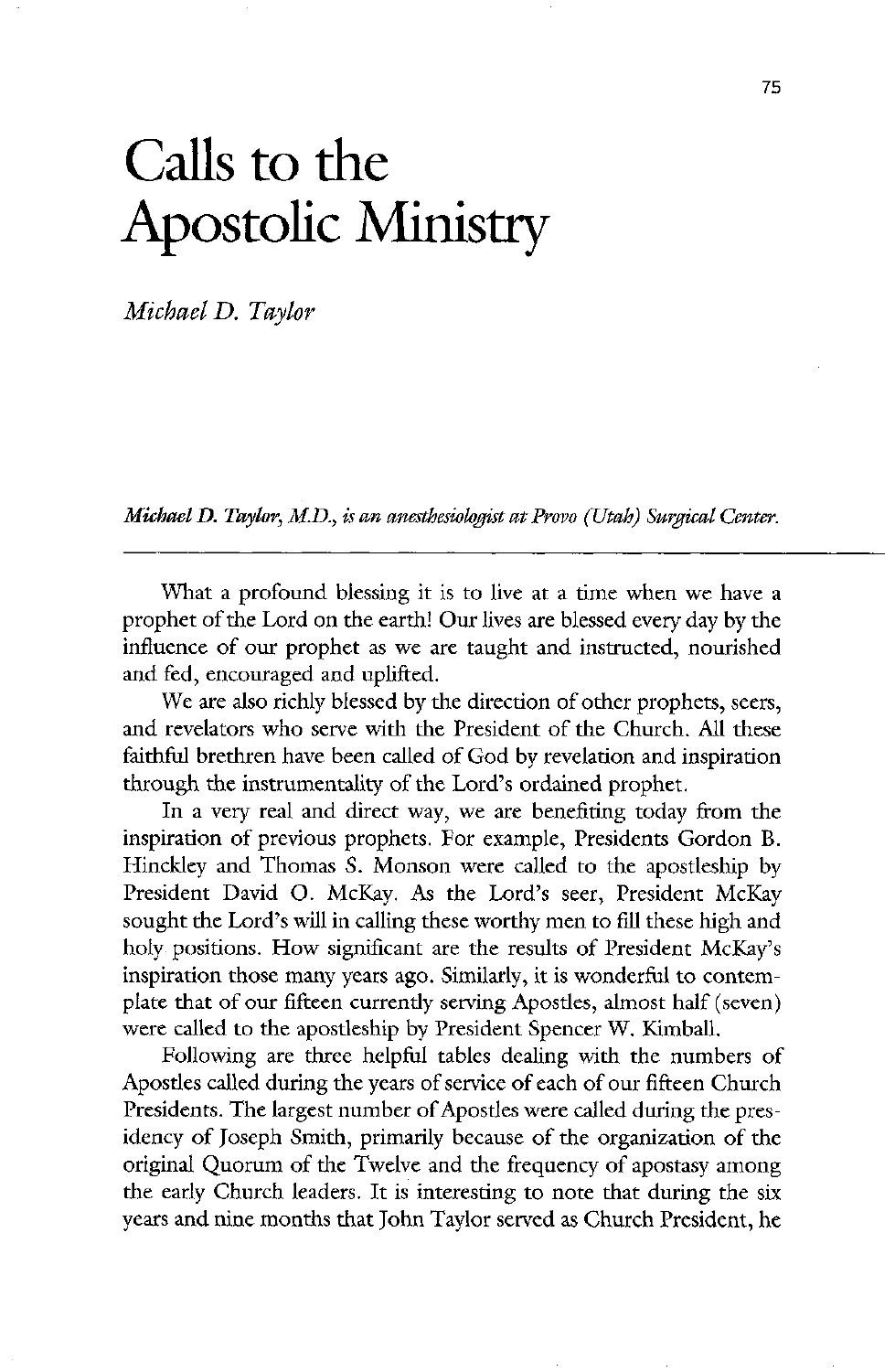# Calls to the Apostolic Ministry

*Michael D. Taylor*

***Michael D. Taylor, M.D., is an anesthesiologist at Provo (Utah) Surgical Center.***

---

What a profound blessing it is to live at a time when we have a prophet of the Lord on the earth! Our lives are blessed every day by the influence of our prophet as we are taught and instructed, nourished and fed, encouraged and uplifted.

We are also richly blessed by the direction of other prophets, seers, and revelators who serve with the President of the Church. All these faithful brethren have been called of God by revelation and inspiration through the instrumentality of the Lord's ordained prophet.

In a very real and direct way, we are benefiting today from the inspiration of previous prophets. For example, Presidents Gordon B. Hinckley and Thomas S. Monson were called to the apostleship by President David O. McKay. As the Lord's seer, President McKay sought the Lord's will in calling these worthy men to fill these high and holy positions. How significant are the results of President McKay's inspiration those many years ago. Similarly, it is wonderful to contemplate that of our fifteen currently serving Apostles, almost half (seven) were called to the apostleship by President Spencer W. Kimball.

Following are three helpful tables dealing with the numbers of Apostles called during the years of service of each of our fifteen Church Presidents. The largest number of Apostles were called during the presidency of Joseph Smith, primarily because of the organization of the original Quorum of the Twelve and the frequency of apostasy among the early Church leaders. It is interesting to note that during the six years and nine months that John Taylor served as Church President, he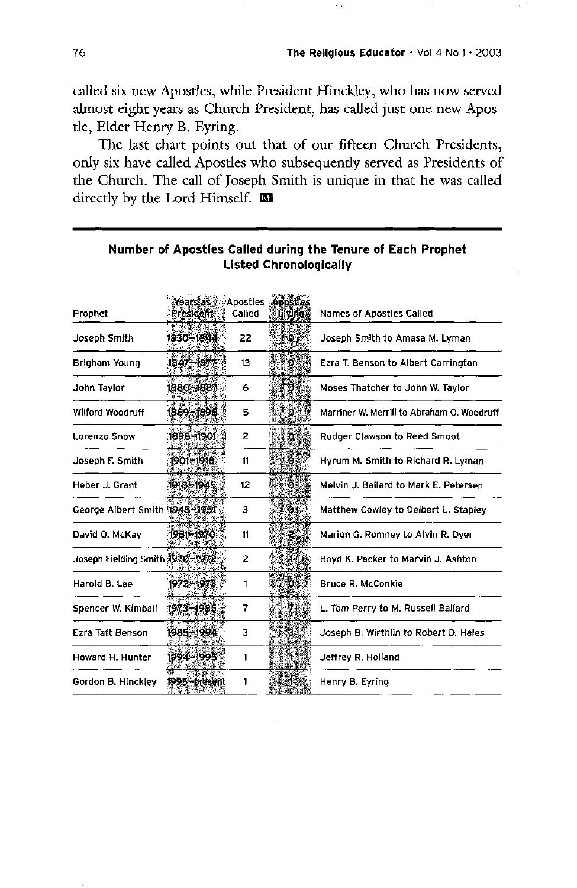called six new Apostles, while President Hinckley, who has now served almost eight years as Church President, has called just one new Apostle, Elder Henry B. Eyring.

The last chart points out that of our fifteen Church Presidents, only six have called Apostles who subsequently served as Presidents of the Church. The call of Joseph Smith is unique in that he was called directly by the Lord Himself.

**Number of Apostles Called during the Tenure of Each Prophet Listed Chronologically**

| Prophet | Years as President | Apostles Called | Apostles Living | Names of Apostles Called |
|---|---|---|---|---|
| Joseph Smith | 1830–1844 | 22 | 0 | Joseph Smith to Amasa M. Lyman |
| Brigham Young | 1847–1877 | 13 | 0 | Ezra T. Benson to Albert Carrington |
| John Taylor | 1880–1887 | 6 | 0 | Moses Thatcher to John W. Taylor |
| Wilford Woodruff | 1889–1898 | 5 | 0 | Marriner W. Merrill to Abraham O. Woodruff |
| Lorenzo Snow | 1898–1901 | 2 | 0 | Rudger Clawson to Reed Smoot |
| Joseph F. Smith | 1901–1918 | 11 | 0 | Hyrum M. Smith to Richard R. Lyman |
| Heber J. Grant | 1918–1945 | 12 | 0 | Melvin J. Ballard to Mark E. Petersen |
| George Albert Smith | 1945–1951 | 3 | 0 | Matthew Cowley to Delbert L. Stapley |
| David O. McKay | 1951–1970 | 11 | 2 | Marion G. Romney to Alvin R. Dyer |
| Joseph Fielding Smith | 1970–1972 | 2 | 1 | Boyd K. Packer to Marvin J. Ashton |
| Harold B. Lee | 1972–1973 | 1 | 0 | Bruce R. McConkie |
| Spencer W. Kimball | 1973–1985 | 7 | 7 | L. Tom Perry to M. Russell Ballard |
| Ezra Taft Benson | 1985–1994 | 3 | 3 | Joseph B. Wirthlin to Robert D. Hales |
| Howard H. Hunter | 1994–1995 | 1 | 1 | Jeffrey R. Holland |
| Gordon B. Hinckley | 1995–present | 1 | 1 | Henry B. Eyring |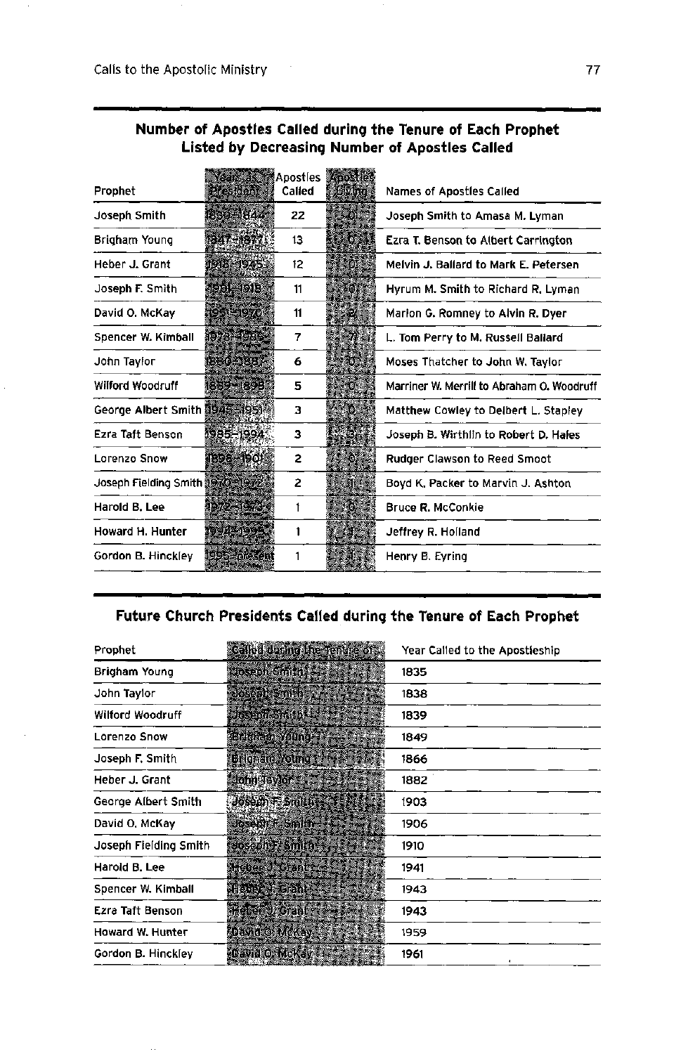## Number of Apostles Called during the Tenure of Each Prophet Listed by Decreasing Number of Apostles Called

| Prophet | Years as President | Apostles Called | Apostles Living | Names of Apostles Called |
|---|---|---|---|---|
| Joseph Smith | 1830–1844 | 22 | 0 | Joseph Smith to Amasa M. Lyman |
| Brigham Young | 1847–1877 | 13 | 0 | Ezra T. Benson to Albert Carrington |
| Heber J. Grant | 1918–1945 | 12 | 0 | Melvin J. Ballard to Mark E. Petersen |
| Joseph F. Smith | 1901–1918 | 11 | 0 | Hyrum M. Smith to Richard R. Lyman |
| David O. McKay | 1951–1970 | 11 | 2 | Marion G. Romney to Alvin R. Dyer |
| Spencer W. Kimball | 1973–1985 | 7 | 7 | L. Tom Perry to M. Russell Ballard |
| John Taylor | 1880–1887 | 6 | 0 | Moses Thatcher to John W. Taylor |
| Wilford Woodruff | 1889–1898 | 5 | 0 | Marriner W. Merrill to Abraham O. Woodruff |
| George Albert Smith | 1945–1951 | 3 | 0 | Matthew Cowley to Delbert L. Stapley |
| Ezra Taft Benson | 1985–1994 | 3 | 3 | Joseph B. Wirthlin to Robert D. Hales |
| Lorenzo Snow | 1898–1901 | 2 | 0 | Rudger Clawson to Reed Smoot |
| Joseph Fielding Smith | 1970–1972 | 2 | 1 | Boyd K. Packer to Marvin J. Ashton |
| Harold B. Lee | 1972–1973 | 1 | 0 | Bruce R. McConkie |
| Howard H. Hunter | 1994–1995 | 1 | 1 | Jeffrey R. Holland |
| Gordon B. Hinckley | 1995–present | 1 | 1 | Henry B. Eyring |

## Future Church Presidents Called during the Tenure of Each Prophet

| Prophet | Called during the Tenure of | Year Called to the Apostleship |
|---|---|---|
| Brigham Young | Joseph Smith | 1835 |
| John Taylor | Joseph Smith | 1838 |
| Wilford Woodruff | Joseph Smith | 1839 |
| Lorenzo Snow | Brigham Young | 1849 |
| Joseph F. Smith | Brigham Young | 1866 |
| Heber J. Grant | John Taylor | 1882 |
| George Albert Smith | Joseph F. Smith | 1903 |
| David O. McKay | Joseph F. Smith | 1906 |
| Joseph Fielding Smith | Joseph F. Smith | 1910 |
| Harold B. Lee | Heber J. Grant | 1941 |
| Spencer W. Kimball | Heber J. Grant | 1943 |
| Ezra Taft Benson | Heber J. Grant | 1943 |
| Howard W. Hunter | David O. McKay | 1959 |
| Gordon B. Hinckley | David O. McKay | 1961 |